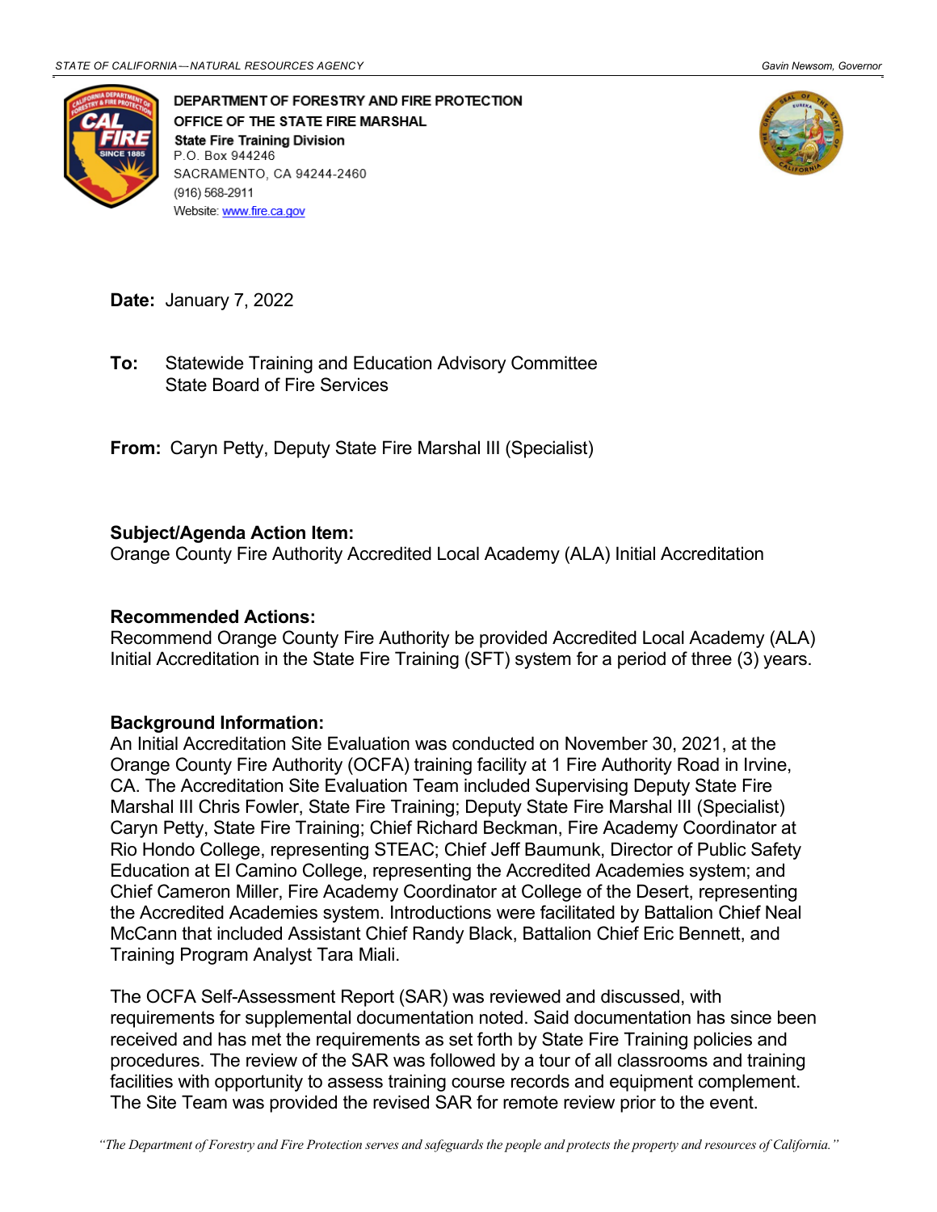STATE OF CALIFORNIA—NATURAL RESOURCES AGENCY Gavin Newsom, Governor

**DEPARTMENT OF FORESTRY AND FIRE PROTECTION**
**OFFICE OF THE STATE FIRE MARSHAL**
**State Fire Training Division**
P.O. Box 944246
SACRAMENTO, CA 94244-2460
(916) 568-2911
Website: www.fire.ca.gov

**Date:** January 7, 2022

**To:** Statewide Training and Education Advisory Committee
State Board of Fire Services

**From:** Caryn Petty, Deputy State Fire Marshal III (Specialist)

**Subject/Agenda Action Item:**
Orange County Fire Authority Accredited Local Academy (ALA) Initial Accreditation

**Recommended Actions:**
Recommend Orange County Fire Authority be provided Accredited Local Academy (ALA) Initial Accreditation in the State Fire Training (SFT) system for a period of three (3) years.

**Background Information:**
An Initial Accreditation Site Evaluation was conducted on November 30, 2021, at the Orange County Fire Authority (OCFA) training facility at 1 Fire Authority Road in Irvine, CA. The Accreditation Site Evaluation Team included Supervising Deputy State Fire Marshal III Chris Fowler, State Fire Training; Deputy State Fire Marshal III (Specialist) Caryn Petty, State Fire Training; Chief Richard Beckman, Fire Academy Coordinator at Rio Hondo College, representing STEAC; Chief Jeff Baumunk, Director of Public Safety Education at El Camino College, representing the Accredited Academies system; and Chief Cameron Miller, Fire Academy Coordinator at College of the Desert, representing the Accredited Academies system. Introductions were facilitated by Battalion Chief Neal McCann that included Assistant Chief Randy Black, Battalion Chief Eric Bennett, and Training Program Analyst Tara Miali.

The OCFA Self-Assessment Report (SAR) was reviewed and discussed, with requirements for supplemental documentation noted. Said documentation has since been received and has met the requirements as set forth by State Fire Training policies and procedures. The review of the SAR was followed by a tour of all classrooms and training facilities with opportunity to assess training course records and equipment complement. The Site Team was provided the revised SAR for remote review prior to the event.

*"The Department of Forestry and Fire Protection serves and safeguards the people and protects the property and resources of California."*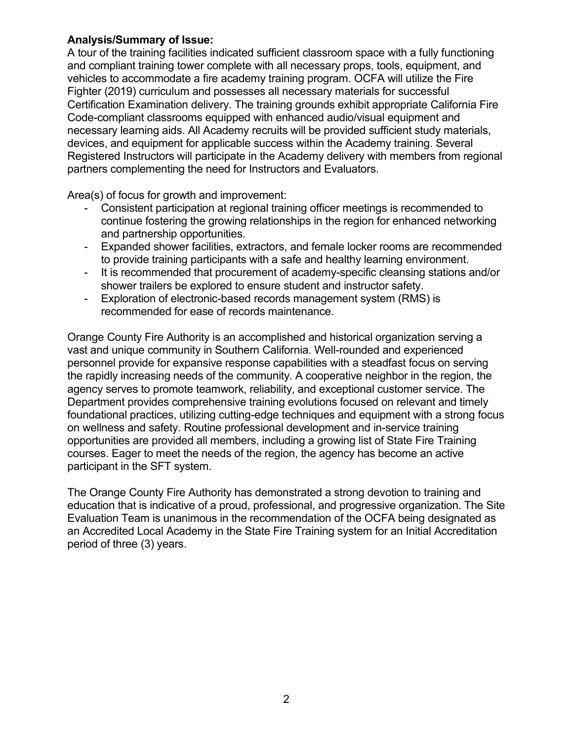**Analysis/Summary of Issue:**
A tour of the training facilities indicated sufficient classroom space with a fully functioning and compliant training tower complete with all necessary props, tools, equipment, and vehicles to accommodate a fire academy training program. OCFA will utilize the Fire Fighter (2019) curriculum and possesses all necessary materials for successful Certification Examination delivery. The training grounds exhibit appropriate California Fire Code-compliant classrooms equipped with enhanced audio/visual equipment and necessary learning aids. All Academy recruits will be provided sufficient study materials, devices, and equipment for applicable success within the Academy training. Several Registered Instructors will participate in the Academy delivery with members from regional partners complementing the need for Instructors and Evaluators.

Area(s) of focus for growth and improvement:

- Consistent participation at regional training officer meetings is recommended to continue fostering the growing relationships in the region for enhanced networking and partnership opportunities.
- Expanded shower facilities, extractors, and female locker rooms are recommended to provide training participants with a safe and healthy learning environment.
- It is recommended that procurement of academy-specific cleansing stations and/or shower trailers be explored to ensure student and instructor safety.
- Exploration of electronic-based records management system (RMS) is recommended for ease of records maintenance.

Orange County Fire Authority is an accomplished and historical organization serving a vast and unique community in Southern California. Well-rounded and experienced personnel provide for expansive response capabilities with a steadfast focus on serving the rapidly increasing needs of the community. A cooperative neighbor in the region, the agency serves to promote teamwork, reliability, and exceptional customer service. The Department provides comprehensive training evolutions focused on relevant and timely foundational practices, utilizing cutting-edge techniques and equipment with a strong focus on wellness and safety. Routine professional development and in-service training opportunities are provided all members, including a growing list of State Fire Training courses. Eager to meet the needs of the region, the agency has become an active participant in the SFT system.

The Orange County Fire Authority has demonstrated a strong devotion to training and education that is indicative of a proud, professional, and progressive organization. The Site Evaluation Team is unanimous in the recommendation of the OCFA being designated as an Accredited Local Academy in the State Fire Training system for an Initial Accreditation period of three (3) years.